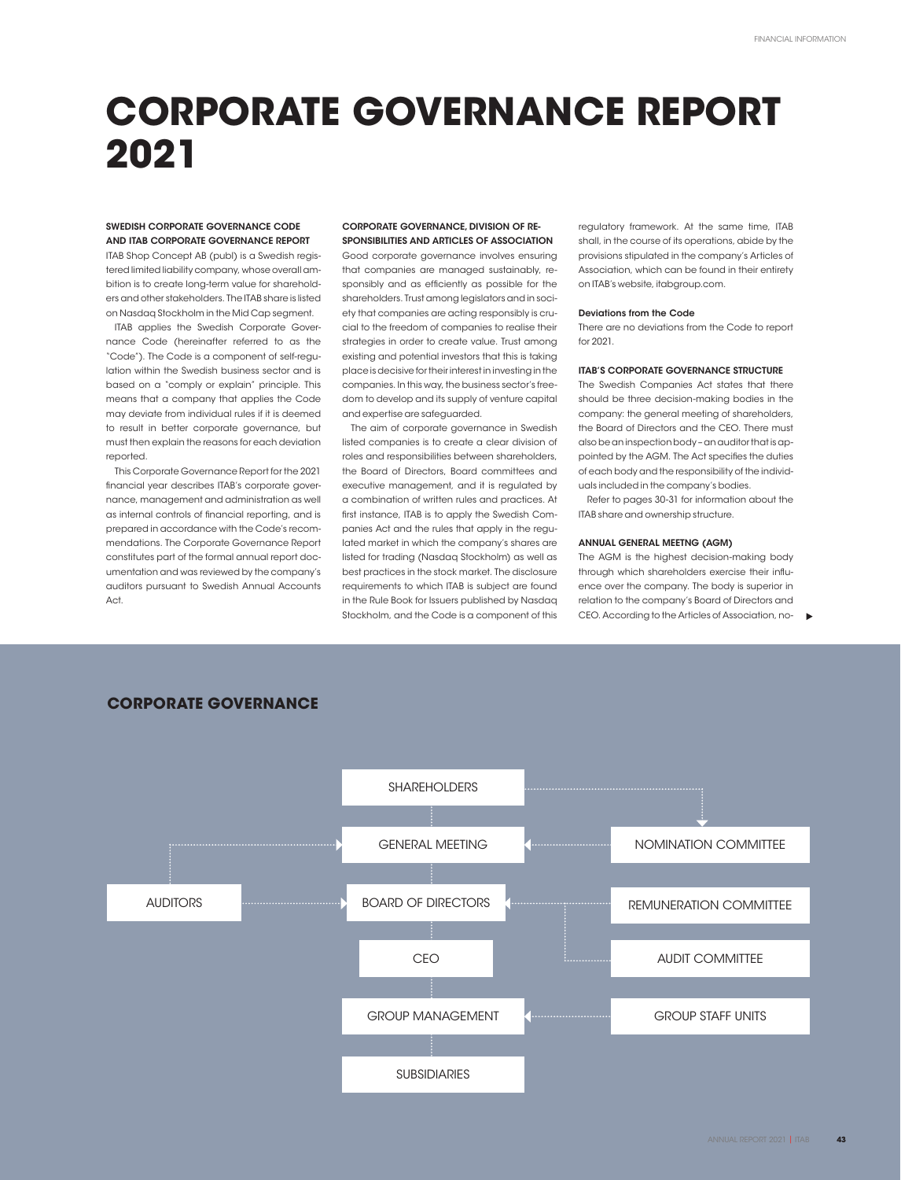# CORPORATE GOVERNANCE REPORT 2021

### SWEDISH CORPORATE GOVERNANCE CODE AND ITAB CORPORATE GOVERNANCE REPORT

ITAB Shop Concept AB (publ) is a Swedish registered limited liability company, whose overall ambition is to create long-term value for shareholders and other stakeholders. The ITAB share is listed on Nasdaq Stockholm in the Mid Cap segment.

ITAB applies the Swedish Corporate Governance Code (hereinafter referred to as the "Code"). The Code is a component of self-regulation within the Swedish business sector and is based on a "comply or explain" principle. This means that a company that applies the Code may deviate from individual rules if it is deemed to result in better corporate governance, but must then explain the reasons for each deviation reported.

This Corporate Governance Report for the 2021 financial year describes ITAB's corporate governance, management and administration as well as internal controls of financial reporting, and is prepared in accordance with the Code's recommendations. The Corporate Governance Report constitutes part of the formal annual report documentation and was reviewed by the company's auditors pursuant to Swedish Annual Accounts Act.

### CORPORATE GOVERNANCE, DIVISION OF RESPONSIBILITIES AND ARTICLES OF ASSOCIATION

Good corporate governance involves ensuring that companies are managed sustainably, responsibly and as efficiently as possible for the shareholders. Trust among legislators and in society that companies are acting responsibly is crucial to the freedom of companies to realise their strategies in order to create value. Trust among existing and potential investors that this is taking place is decisive for their interest in investing in the companies. In this way, the business sector's freedom to develop and its supply of venture capital and expertise are safeguarded.

The aim of corporate governance in Swedish listed companies is to create a clear division of roles and responsibilities between shareholders, the Board of Directors, Board committees and executive management, and it is regulated by a combination of written rules and practices. At first instance, ITAB is to apply the Swedish Companies Act and the rules that apply in the regulated market in which the company's shares are listed for trading (Nasdaq Stockholm) as well as best practices in the stock market. The disclosure requirements to which ITAB is subject are found in the Rule Book for Issuers published by Nasdaq Stockholm, and the Code is a component of this regulatory framework. At the same time, ITAB shall, in the course of its operations, abide by the provisions stipulated in the company's Articles of Association, which can be found in their entirety on ITAB's website, itabgroup.com.

#### Deviations from the Code

There are no deviations from the Code to report for 2021.

### ITAB'S CORPORATE GOVERNANCE STRUCTURE

The Swedish Companies Act states that there should be three decision-making bodies in the company: the general meeting of shareholders, the Board of Directors and the CEO. There must also be an inspection body – an auditor that is appointed by the AGM. The Act specifies the duties of each body and the responsibility of the individuals included in the company's bodies.

Refer to pages 30-31 for information about the ITAB share and ownership structure.

### ANNUAL GENERAL MEETNG (AGM)

The AGM is the highest decision-making body through which shareholders exercise their influence over the company. The body is superior in relation to the company's Board of Directors and CEO. According to the Articles of Association, no-

## CORPORATE GOVERNANCE

SHAREHOLDERS → GENERAL MEETING → BOARD OF DIRECTORS → CEO → GROUP MANAGEMENT → SUBSIDIARIES

- SHAREHOLDERS → NOMINATION COMMITTEE → GENERAL MEETING
- AUDITORS → GENERAL MEETING; AUDITORS → BOARD OF DIRECTORS
- REMUNERATION COMMITTEE → BOARD OF DIRECTORS
- AUDIT COMMITTEE → BOARD OF DIRECTORS
- GROUP STAFF UNITS → GROUP MANAGEMENT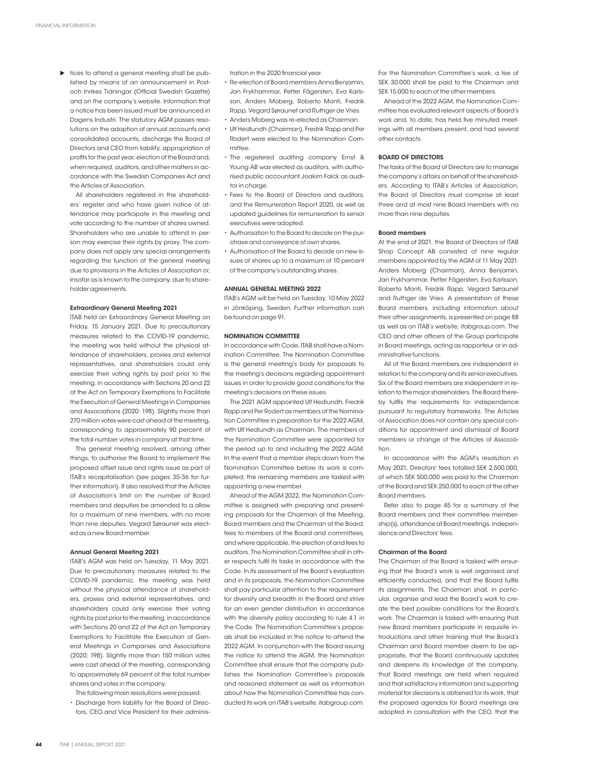tices to attend a general meeting shall be published by means of an announcement in Post- och Inrikes Tidningar (Official Swedish Gazette) and on the company's website. Information that a notice has been issued must be announced in Dagens Industri. The statutory AGM passes resolutions on the adoption of annual accounts and consolidated accounts, discharge the Board of Directors and CEO from liability, appropriation of profits for the past year, election of the Board and, when required, auditors, and other matters in accordance with the Swedish Companies Act and the Articles of Association.

All shareholders registered in the shareholders' register and who have given notice of attendance may participate in the meeting and vote according to the number of shares owned. Shareholders who are unable to attend in person may exercise their rights by proxy. The company does not apply any special arrangements regarding the function of the general meeting due to provisions in the Articles of Association or, insofar as is known to the company, due to shareholder agreements.

#### Extraordinary General Meeting 2021

ITAB held an Extraordinary General Meeting on Friday, 15 January 2021. Due to precautionary measures related to the COVID-19 pandemic, the meeting was held without the physical attendance of shareholders, proxies and external representatives, and shareholders could only exercise their voting rights by post prior to the meeting, in accordance with Sections 20 and 22 of the Act on Temporary Exemptions to Facilitate the Execution of General Meetings in Companies and Associations (2020: 198). Slightly more than 270 million votes were cast ahead of the meeting, corresponding to approximately 90 percent of the total number votes in company at that time.

The general meeting resolved, among other things, to authorise the Board to implement the proposed offset issue and rights issue as part of ITAB's recapitalisation (see pages 35-36 for further information). It also resolved that the Articles of Association's limit on the number of Board members and deputies be amended to a allow for a maximum of nine members, with no more than nine deputies. Vegard Søraunet was elected as a new Board member.

#### Annual General Meeting 2021

ITAB's AGM was held on Tuesday, 11 May 2021. Due to precautionary measures related to the COVID-19 pandemic, the meeting was held without the physical attendance of shareholders, proxies and external representatives, and shareholders could only exercise their voting rights by post prior to the meeting, in accordance with Sections 20 and 22 of the Act on Temporary Exemptions to Facilitate the Execution of General Meetings in Companies and Associations (2020: 198). Slightly more than 150 million votes were cast ahead of the meeting, corresponding to approximately 69 percent of the total number shares and votes in the company.

The following main resolutions were passed:

- Discharge from liability for the Board of Directors, CEO and Vice President for their administration in the 2020 financial year.
- Re-election of Board members Anna Benjamin, Jan Frykhammar, Petter Fägersten, Eva Karlsson, Anders Moberg, Roberto Monti, Fredrik Rapp, Vegard Søraunet and Ruthger de Vries.
- Anders Moberg was re-elected as Chairman.
- Ulf Hedlundh (Chairman), Fredrik Rapp and Per Rodert were elected to the Nomination Committee.
- The registered auditing company Ernst & Young AB was elected as auditors, with authorised public accountant Joakim Falck as auditor in charge.
- Fees to the Board of Directors and auditors, and the Remuneration Report 2020, as well as updated guidelines for remuneration to senior executives were adopted.
- Authorisation to the Board to decide on the purchase and conveyance of own shares.
- Authorisation of the Board to decide on new issues of shares up to a maximum of 10 percent of the company's outstanding shares.

### ANNUAL GENERAL MEETING 2022

ITAB's AGM will be held on Tuesday, 10 May 2022 in Jönköping, Sweden. Further information can be found on page 91.

### NOMINATION COMMITTEE

In accordance with Code, ITAB shall have a Nomination Committee. The Nomination Committee is the general meeting's body for proposals to the meeting's decisions regarding appointment issues in order to provide good conditions for the meeting's decisions on these issues.

The 2021 AGM appointed Ulf Hedlundh, Fredrik Rapp and Per Rodert as members of the Nomination Committee in preparation for the 2022 AGM, with Ulf Hedlundh as Chairman. The members of the Nomination Committee were appointed for the period up to and including the 2022 AGM. In the event that a member steps down from the Nomination Committee before its work is completed, the remaining members are tasked with appointing a new member.

Ahead of the AGM 2022, the Nomination Committee is assigned with preparing and presenting proposals for the Chairman of the Meeting, Board members and the Chairman of the Board, fees to members of the Board and committees, and where applicable, the election of and fees to auditors. The Nomination Committee shall in other respects fulfil its tasks in accordance with the Code. In its assessment of the Board's evaluation and in its proposals, the Nomination Committee shall pay particular attention to the requirement for diversity and breadth in the Board and strive for an even gender distribution in accordance with the diversity policy according to rule 4.1 in the Code. The Nomination Committee's proposals shall be included in the notice to attend the 2022 AGM. In conjunction with the Board issuing the notice to attend the AGM, the Nomination Committee shall ensure that the company publishes the Nomination Committee's proposals and reasoned statement as well as information about how the Nomination Committee has conducted its work on ITAB's website, itabgroup.com.

For the Nomination Committee's work, a fee of SEK 30,000 shall be paid to the Chairman and SEK 15,000 to each of the other members.

Ahead of the 2022 AGM, the Nomination Committee has evaluated relevant aspects of Board's work and, to date, has held five minuted meetings with all members present, and had several other contacts.

### BOARD OF DIRECTORS

The tasks of the Board of Directors are to manage the company's affairs on behalf of the shareholders. According to ITAB's Articles of Association, the Board of Directors must comprise at least three and at most nine Board members with no more than nine deputies.

#### Board members

At the end of 2021, the Board of Directors of ITAB Shop Concept AB consisted of nine regular members appointed by the AGM of 11 May 2021: Anders Moberg (Chairman), Anna Benjamin, Jan Frykhammar, Petter Fägersten, Eva Karlsson, Roberto Monti, Fredrik Rapp, Vegard Søraunet and Ruthger de Vries. A presentation of these Board members, including information about their other assignments, is presented on page 88 as well as on ITAB's website, itabgroup.com. The CEO and other officers of the Group participate in Board meetings, acting as rapporteur or in administrative functions.

All of the Board members are independent in relation to the company and its senior executives. Six of the Board members are independent in relation to the major shareholders. The Board thereby fulfils the requirements for independence pursuant to regulatory frameworks. The Articles of Association does not contain any special conditions for appointment and dismissal of Board members or change of the Articles of Association.

In accordance with the AGM's resolution in May 2021, Directors' fees totalled SEK 2,500,000, of which SEK 500,000 was paid to the Chairman of the Board and SEK 250,000 to each of the other Board members.

Refer also to page 45 for a summary of the Board members and their committee membership(s), attendance at Board meetings, independence and Directors' fees.

#### Chairman of the Board

The Chairman of the Board is tasked with ensuring that the Board's work is well organised and efficiently conducted, and that the Board fulfils its assignments. The Chairman shall, in particular, organise and lead the Board's work to create the best possible conditions for the Board's work. The Chairman is tasked with ensuring that new Board members participate in requisite introductions and other training that the Board's Chairman and Board member deem to be appropriate, that the Board continuously updates and deepens its knowledge of the company, that Board meetings are held when required and that satisfactory information and supporting material for decisions is obtained for its work, that the proposed agendas for Board meetings are adopted in consultation with the CEO, that the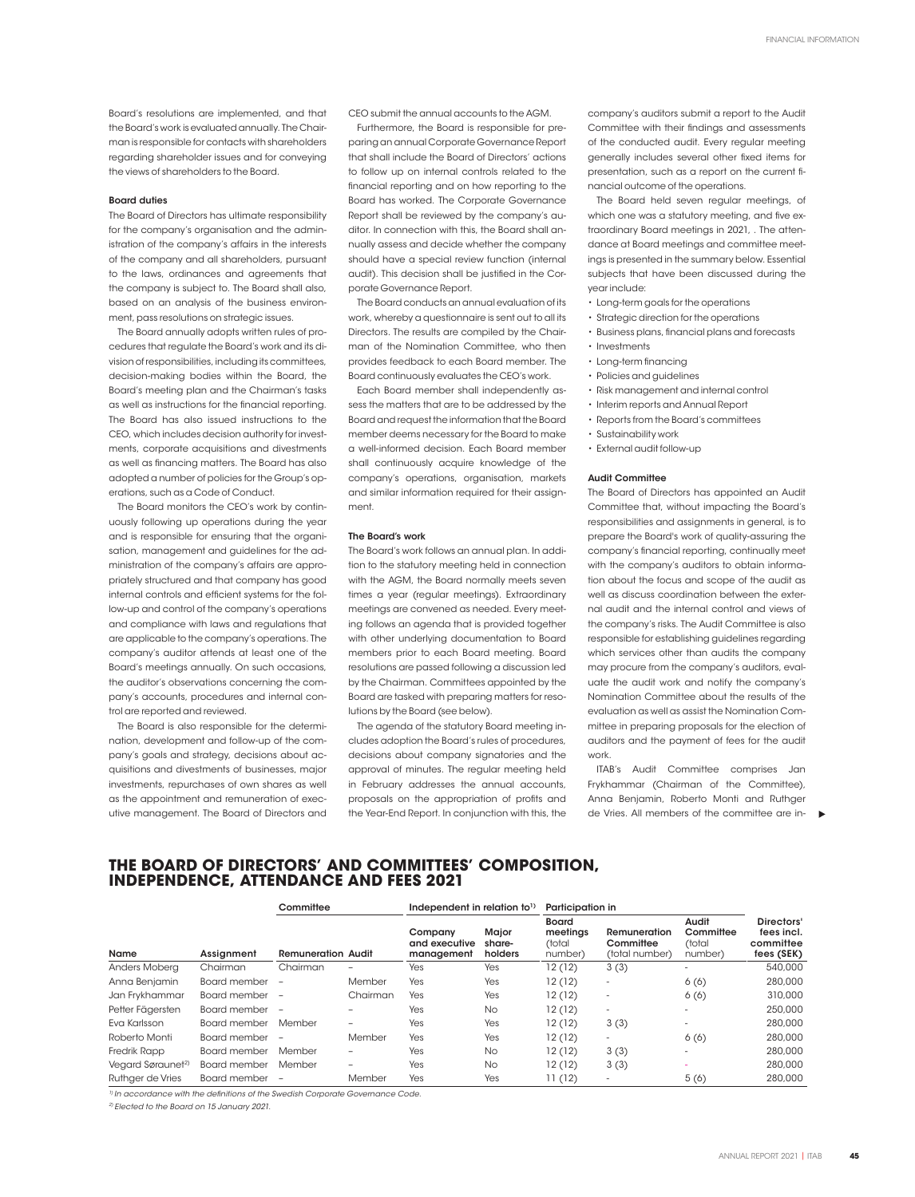Board's resolutions are implemented, and that the Board's work is evaluated annually. The Chairman is responsible for contacts with shareholders regarding shareholder issues and for conveying the views of shareholders to the Board.

#### Board duties

The Board of Directors has ultimate responsibility for the company's organisation and the administration of the company's affairs in the interests of the company and all shareholders, pursuant to the laws, ordinances and agreements that the company is subject to. The Board shall also, based on an analysis of the business environment, pass resolutions on strategic issues.

The Board annually adopts written rules of procedures that regulate the Board's work and its division of responsibilities, including its committees, decision-making bodies within the Board, the Board's meeting plan and the Chairman's tasks as well as instructions for the financial reporting. The Board has also issued instructions to the CEO, which includes decision authority for investments, corporate acquisitions and divestments as well as financing matters. The Board has also adopted a number of policies for the Group's operations, such as a Code of Conduct.

The Board monitors the CEO's work by continuously following up operations during the year and is responsible for ensuring that the organisation, management and guidelines for the administration of the company's affairs are appropriately structured and that company has good internal controls and efficient systems for the follow-up and control of the company's operations and compliance with laws and regulations that are applicable to the company's operations. The company's auditor attends at least one of the Board's meetings annually. On such occasions, the auditor's observations concerning the company's accounts, procedures and internal control are reported and reviewed.

The Board is also responsible for the determination, development and follow-up of the company's goals and strategy, decisions about acquisitions and divestments of businesses, major investments, repurchases of own shares as well as the appointment and remuneration of executive management. The Board of Directors and CEO submit the annual accounts to the AGM.

Furthermore, the Board is responsible for preparing an annual Corporate Governance Report that shall include the Board of Directors' actions to follow up on internal controls related to the financial reporting and on how reporting to the Board has worked. The Corporate Governance Report shall be reviewed by the company's auditor. In connection with this, the Board shall annually assess and decide whether the company should have a special review function (internal audit). This decision shall be justified in the Corporate Governance Report.

The Board conducts an annual evaluation of its work, whereby a questionnaire is sent out to all its Directors. The results are compiled by the Chairman of the Nomination Committee, who then provides feedback to each Board member. The Board continuously evaluates the CEO's work.

Each Board member shall independently assess the matters that are to be addressed by the Board and request the information that the Board member deems necessary for the Board to make a well-informed decision. Each Board member shall continuously acquire knowledge of the company's operations, organisation, markets and similar information required for their assignment.

#### The Board's work

The Board's work follows an annual plan. In addition to the statutory meeting held in connection with the AGM, the Board normally meets seven times a year (regular meetings). Extraordinary meetings are convened as needed. Every meeting follows an agenda that is provided together with other underlying documentation to Board members prior to each Board meeting. Board resolutions are passed following a discussion led by the Chairman. Committees appointed by the Board are tasked with preparing matters for resolutions by the Board (see below).

The agenda of the statutory Board meeting includes adoption the Board's rules of procedures, decisions about company signatories and the approval of minutes. The regular meeting held in February addresses the annual accounts, proposals on the appropriation of profits and the Year-End Report. In conjunction with this, the company's auditors submit a report to the Audit Committee with their findings and assessments of the conducted audit. Every regular meeting generally includes several other fixed items for presentation, such as a report on the current financial outcome of the operations.

The Board held seven regular meetings, of which one was a statutory meeting, and five extraordinary Board meetings in 2021, . The attendance at Board meetings and committee meetings is presented in the summary below. Essential subjects that have been discussed during the year include:

- Long-term goals for the operations
- Strategic direction for the operations
- Business plans, financial plans and forecasts
- Investments
- Long-term financing
- Policies and guidelines
- Risk management and internal control
- Interim reports and Annual Report
- Reports from the Board's committees
- Sustainability work
- External audit follow-up

#### Audit Committee

The Board of Directors has appointed an Audit Committee that, without impacting the Board's responsibilities and assignments in general, is to prepare the Board's work of quality-assuring the company's financial reporting, continually meet with the company's auditors to obtain information about the focus and scope of the audit as well as discuss coordination between the external audit and the internal control and views of the company's risks. The Audit Committee is also responsible for establishing guidelines regarding which services other than audits the company may procure from the company's auditors, evaluate the audit work and notify the company's Nomination Committee about the results of the evaluation as well as assist the Nomination Committee in preparing proposals for the election of auditors and the payment of fees for the audit work.

ITAB's Audit Committee comprises Jan Frykhammar (Chairman of the Committee), Anna Benjamin, Roberto Monti and Ruthger de Vries. All members of the committee are in-

## THE BOARD OF DIRECTORS' AND COMMITTEES' COMPOSITION, INDEPENDENCE, ATTENDANCE AND FEES 2021

| | | Committee | | Independent in relation to[1] | | Participation in | | | |
|---|---|---|---|---|---|---|---|---|---|
| Name | Assignment | Remuneration | Audit | Company and executive management | Major share-holders | Board meetings (total number) | Remuneration Committee (total number) | Audit Committee (total number) | Directors' fees incl. committee fees (SEK) |
| Anders Moberg | Chairman | Chairman | – | Yes | Yes | 12 (12) | 3 (3) | – | 540,000 |
| Anna Benjamin | Board member | – | Member | Yes | Yes | 12 (12) | – | 6 (6) | 280,000 |
| Jan Frykhammar | Board member | – | Chairman | Yes | Yes | 12 (12) | – | 6 (6) | 310,000 |
| Petter Fägersten | Board member | – | – | Yes | No | 12 (12) | – | – | 250,000 |
| Eva Karlsson | Board member | Member | – | Yes | Yes | 12 (12) | 3 (3) | – | 280,000 |
| Roberto Monti | Board member | – | Member | Yes | Yes | 12 (12) | – | 6 (6) | 280,000 |
| Fredrik Rapp | Board member | Member | – | Yes | No | 12 (12) | 3 (3) | – | 280,000 |
| Vegard Søraunet[2] | Board member | Member | – | Yes | No | 12 (12) | 3 (3) | – | 280,000 |
| Ruthger de Vries | Board member | – | Member | Yes | Yes | 11 (12) | – | 5 (6) | 280,000 |

*[1] In accordance with the definitions of the Swedish Corporate Governance Code.*

*[2] Elected to the Board on 15 January 2021.*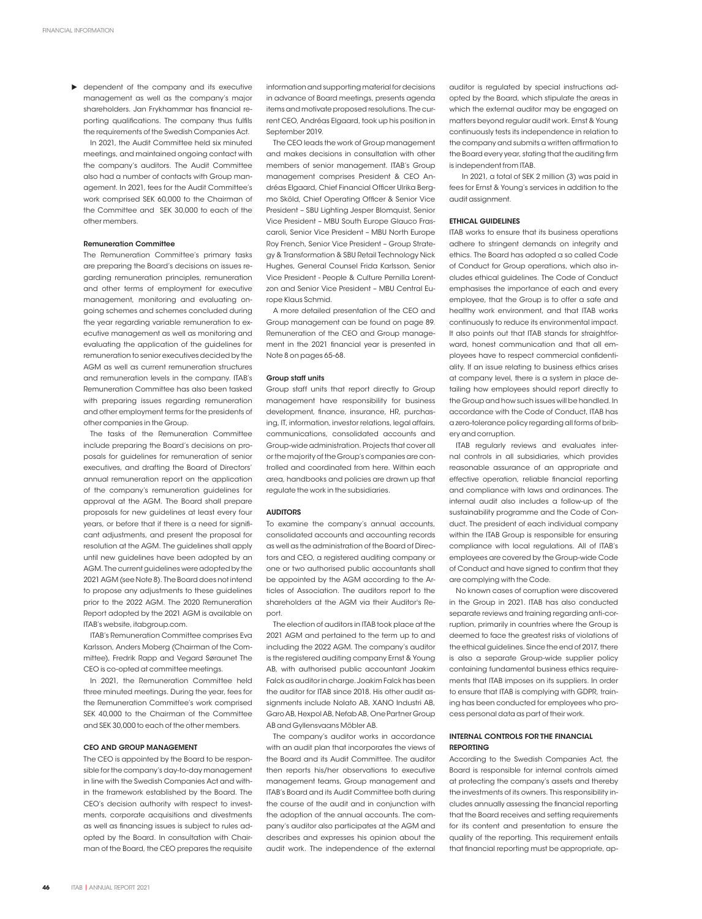dependent of the company and its executive management as well as the company's major shareholders. Jan Frykhammar has financial reporting qualifications. The company thus fulfils the requirements of the Swedish Companies Act.

In 2021, the Audit Committee held six minuted meetings, and maintained ongoing contact with the company's auditors. The Audit Committee also had a number of contacts with Group management. In 2021, fees for the Audit Committee's work comprised SEK 60,000 to the Chairman of the Committee and SEK 30,000 to each of the other members.

#### Remuneration Committee

The Remuneration Committee's primary tasks are preparing the Board's decisions on issues regarding remuneration principles, remuneration and other terms of employment for executive management, monitoring and evaluating ongoing schemes and schemes concluded during the year regarding variable remuneration to executive management as well as monitoring and evaluating the application of the guidelines for remuneration to senior executives decided by the AGM as well as current remuneration structures and remuneration levels in the company. ITAB's Remuneration Committee has also been tasked with preparing issues regarding remuneration and other employment terms for the presidents of other companies in the Group.

The tasks of the Remuneration Committee include preparing the Board's decisions on proposals for guidelines for remuneration of senior executives, and drafting the Board of Directors' annual remuneration report on the application of the company's remuneration guidelines for approval at the AGM. The Board shall prepare proposals for new guidelines at least every four years, or before that if there is a need for significant adjustments, and present the proposal for resolution at the AGM. The guidelines shall apply until new guidelines have been adopted by an AGM. The current guidelines were adopted by the 2021 AGM (see Note 8). The Board does not intend to propose any adjustments to these guidelines prior to the 2022 AGM. The 2020 Remuneration Report adopted by the 2021 AGM is available on ITAB's website, itabgroup.com.

ITAB's Remuneration Committee comprises Eva Karlsson, Anders Moberg (Chairman of the Committee), Fredrik Rapp and Vegard Søraunet The CEO is co-opted at committee meetings.

In 2021, the Remuneration Committee held three minuted meetings. During the year, fees for the Remuneration Committee's work comprised SEK 40,000 to the Chairman of the Committee and SEK 30,000 to each of the other members.

### CEO AND GROUP MANAGEMENT

The CEO is appointed by the Board to be responsible for the company's day-to-day management in line with the Swedish Companies Act and within the framework established by the Board. The CEO's decision authority with respect to investments, corporate acquisitions and divestments as well as financing issues is subject to rules adopted by the Board. In consultation with Chairman of the Board, the CEO prepares the requisite information and supporting material for decisions in advance of Board meetings, presents agenda items and motivate proposed resolutions. The current CEO, Andréas Elgaard, took up his position in September 2019.

The CEO leads the work of Group management and makes decisions in consultation with other members of senior management. ITAB's Group management comprises President & CEO Andréas Elgaard, Chief Financial Officer Ulrika Bergmo Sköld, Chief Operating Officer & Senior Vice President – SBU Lighting Jesper Blomquist, Senior Vice President – MBU South Europe Glauco Frascaroli, Senior Vice President – MBU North Europe Roy French, Senior Vice President – Group Strategy & Transformation & SBU Retail Technology Nick Hughes, General Counsel Frida Karlsson, Senior Vice President - People & Culture Pernilla Lorentzon and Senior Vice President – MBU Central Europe Klaus Schmid.

A more detailed presentation of the CEO and Group management can be found on page 89. Remuneration of the CEO and Group management in the 2021 financial year is presented in Note 8 on pages 65-68.

#### Group staff units

Group staff units that report directly to Group management have responsibility for business development, finance, insurance, HR, purchasing, IT, information, investor relations, legal affairs, communications, consolidated accounts and Group-wide administration. Projects that cover all or the majority of the Group's companies are controlled and coordinated from here. Within each area, handbooks and policies are drawn up that regulate the work in the subsidiaries.

### AUDITORS

To examine the company's annual accounts, consolidated accounts and accounting records as well as the administration of the Board of Directors and CEO, a registered auditing company or one or two authorised public accountants shall be appointed by the AGM according to the Articles of Association. The auditors report to the shareholders at the AGM via their Auditor's Report.

The election of auditors in ITAB took place at the 2021 AGM and pertained to the term up to and including the 2022 AGM. The company's auditor is the registered auditing company Ernst & Young AB, with authorised public accountant Joakim Falck as auditor in charge. Joakim Falck has been the auditor for ITAB since 2018. His other audit assignments include Nolato AB, XANO Industri AB, Garo AB, Hexpol AB, Nefab AB, One Partner Group AB and Gyllensvaans Möbler AB.

The company's auditor works in accordance with an audit plan that incorporates the views of the Board and its Audit Committee. The auditor then reports his/her observations to executive management teams, Group management and ITAB's Board and its Audit Committee both during the course of the audit and in conjunction with the adoption of the annual accounts. The company's auditor also participates at the AGM and describes and expresses his opinion about the audit work. The independence of the external auditor is regulated by special instructions adopted by the Board, which stipulate the areas in which the external auditor may be engaged on matters beyond regular audit work. Ernst & Young continuously tests its independence in relation to the company and submits a written affirmation to the Board every year, stating that the auditing firm is independent from ITAB.

In 2021, a total of SEK 2 million (3) was paid in fees for Ernst & Young's services in addition to the audit assignment.

### ETHICAL GUIDELINES

ITAB works to ensure that its business operations adhere to stringent demands on integrity and ethics. The Board has adopted a so called Code of Conduct for Group operations, which also includes ethical guidelines. The Code of Conduct emphasises the importance of each and every employee, that the Group is to offer a safe and healthy work environment, and that ITAB works continuously to reduce its environmental impact. It also points out that ITAB stands for straightforward, honest communication and that all employees have to respect commercial confidentiality. If an issue relating to business ethics arises at company level, there is a system in place detailing how employees should report directly to the Group and how such issues will be handled. In accordance with the Code of Conduct, ITAB has a zero-tolerance policy regarding all forms of bribery and corruption.

ITAB regularly reviews and evaluates internal controls in all subsidiaries, which provides reasonable assurance of an appropriate and effective operation, reliable financial reporting and compliance with laws and ordinances. The internal audit also includes a follow-up of the sustainability programme and the Code of Conduct. The president of each individual company within the ITAB Group is responsible for ensuring compliance with local regulations. All of ITAB's employees are covered by the Group-wide Code of Conduct and have signed to confirm that they are complying with the Code.

No known cases of corruption were discovered in the Group in 2021. ITAB has also conducted separate reviews and training regarding anti-corruption, primarily in countries where the Group is deemed to face the greatest risks of violations of the ethical guidelines. Since the end of 2017, there is also a separate Group-wide supplier policy containing fundamental business ethics requirements that ITAB imposes on its suppliers. In order to ensure that ITAB is complying with GDPR, training has been conducted for employees who process personal data as part of their work.

### INTERNAL CONTROLS FOR THE FINANCIAL REPORTING

According to the Swedish Companies Act, the Board is responsible for internal controls aimed at protecting the company's assets and thereby the investments of its owners. This responsibility includes annually assessing the financial reporting that the Board receives and setting requirements for its content and presentation to ensure the quality of the reporting. This requirement entails that financial reporting must be appropriate, ap-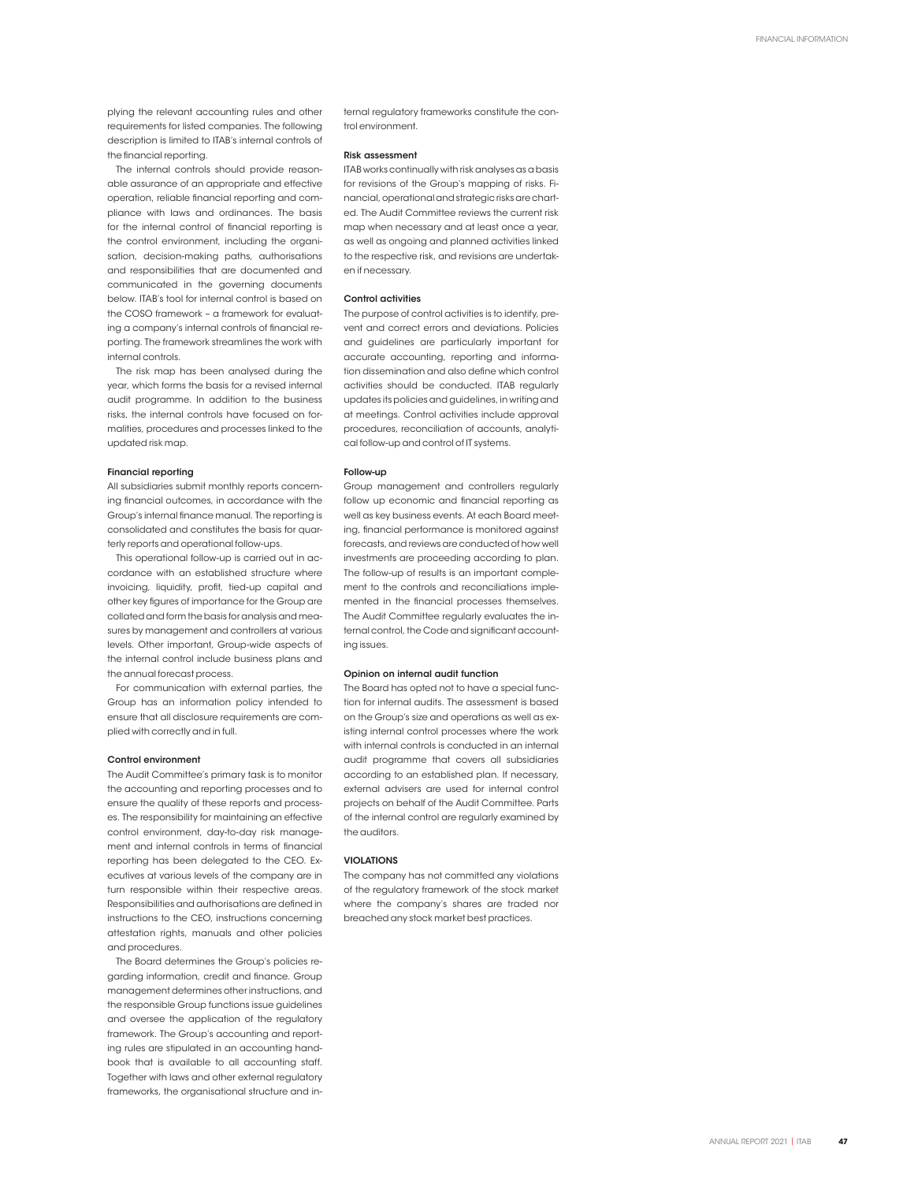plying the relevant accounting rules and other requirements for listed companies. The following description is limited to ITAB's internal controls of the financial reporting.

The internal controls should provide reasonable assurance of an appropriate and effective operation, reliable financial reporting and compliance with laws and ordinances. The basis for the internal control of financial reporting is the control environment, including the organisation, decision-making paths, authorisations and responsibilities that are documented and communicated in the governing documents below. ITAB's tool for internal control is based on the COSO framework – a framework for evaluating a company's internal controls of financial reporting. The framework streamlines the work with internal controls.

The risk map has been analysed during the year, which forms the basis for a revised internal audit programme. In addition to the business risks, the internal controls have focused on formalities, procedures and processes linked to the updated risk map.

#### Financial reporting

All subsidiaries submit monthly reports concerning financial outcomes, in accordance with the Group's internal finance manual. The reporting is consolidated and constitutes the basis for quarterly reports and operational follow-ups.

This operational follow-up is carried out in accordance with an established structure where invoicing, liquidity, profit, tied-up capital and other key figures of importance for the Group are collated and form the basis for analysis and measures by management and controllers at various levels. Other important, Group-wide aspects of the internal control include business plans and the annual forecast process.

For communication with external parties, the Group has an information policy intended to ensure that all disclosure requirements are complied with correctly and in full.

#### Control environment

The Audit Committee's primary task is to monitor the accounting and reporting processes and to ensure the quality of these reports and processes. The responsibility for maintaining an effective control environment, day-to-day risk management and internal controls in terms of financial reporting has been delegated to the CEO. Executives at various levels of the company are in turn responsible within their respective areas. Responsibilities and authorisations are defined in instructions to the CEO, instructions concerning attestation rights, manuals and other policies and procedures.

The Board determines the Group's policies regarding information, credit and finance. Group management determines other instructions, and the responsible Group functions issue guidelines and oversee the application of the regulatory framework. The Group's accounting and reporting rules are stipulated in an accounting handbook that is available to all accounting staff. Together with laws and other external regulatory frameworks, the organisational structure and internal regulatory frameworks constitute the control environment.

#### Risk assessment

ITAB works continually with risk analyses as a basis for revisions of the Group's mapping of risks. Financial, operational and strategic risks are charted. The Audit Committee reviews the current risk map when necessary and at least once a year, as well as ongoing and planned activities linked to the respective risk, and revisions are undertaken if necessary.

#### Control activities

The purpose of control activities is to identify, prevent and correct errors and deviations. Policies and guidelines are particularly important for accurate accounting, reporting and information dissemination and also define which control activities should be conducted. ITAB regularly updates its policies and guidelines, in writing and at meetings. Control activities include approval procedures, reconciliation of accounts, analytical follow-up and control of IT systems.

#### Follow-up

Group management and controllers regularly follow up economic and financial reporting as well as key business events. At each Board meeting, financial performance is monitored against forecasts, and reviews are conducted of how well investments are proceeding according to plan. The follow-up of results is an important complement to the controls and reconciliations implemented in the financial processes themselves. The Audit Committee regularly evaluates the internal control, the Code and significant accounting issues.

#### Opinion on internal audit function

The Board has opted not to have a special function for internal audits. The assessment is based on the Group's size and operations as well as existing internal control processes where the work with internal controls is conducted in an internal audit programme that covers all subsidiaries according to an established plan. If necessary, external advisers are used for internal control projects on behalf of the Audit Committee. Parts of the internal control are regularly examined by the auditors.

### VIOLATIONS

The company has not committed any violations of the regulatory framework of the stock market where the company's shares are traded nor breached any stock market best practices.